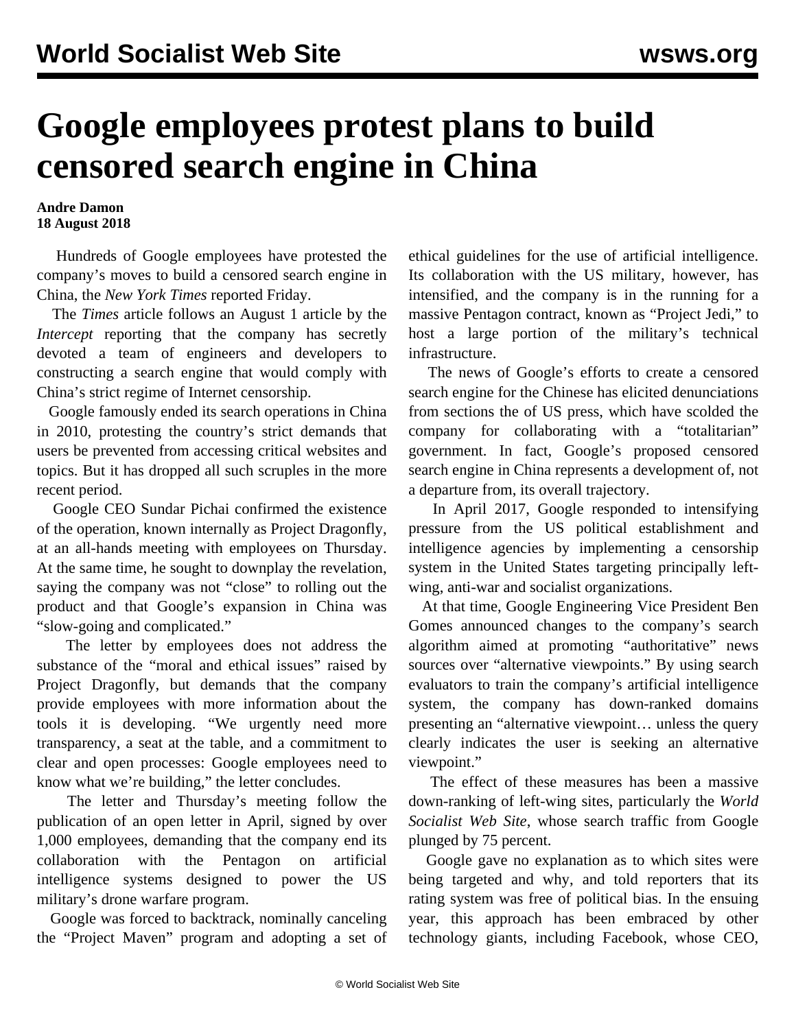# Google employees protest plans to build censored search engine in China

**Andre Damon**
**18 August 2018**

Hundreds of Google employees have protested the company's moves to build a censored search engine in China, the *New York Times* reported Friday.

The *Times* article follows an August 1 article by the *Intercept* reporting that the company has secretly devoted a team of engineers and developers to constructing a search engine that would comply with China's strict regime of Internet censorship.

Google famously ended its search operations in China in 2010, protesting the country's strict demands that users be prevented from accessing critical websites and topics. But it has dropped all such scruples in the more recent period.

Google CEO Sundar Pichai confirmed the existence of the operation, known internally as Project Dragonfly, at an all-hands meeting with employees on Thursday. At the same time, he sought to downplay the revelation, saying the company was not "close" to rolling out the product and that Google's expansion in China was "slow-going and complicated."

The letter by employees does not address the substance of the "moral and ethical issues" raised by Project Dragonfly, but demands that the company provide employees with more information about the tools it is developing. "We urgently need more transparency, a seat at the table, and a commitment to clear and open processes: Google employees need to know what we're building," the letter concludes.

The letter and Thursday's meeting follow the publication of an open letter in April, signed by over 1,000 employees, demanding that the company end its collaboration with the Pentagon on artificial intelligence systems designed to power the US military's drone warfare program.

Google was forced to backtrack, nominally canceling the "Project Maven" program and adopting a set of ethical guidelines for the use of artificial intelligence. Its collaboration with the US military, however, has intensified, and the company is in the running for a massive Pentagon contract, known as "Project Jedi," to host a large portion of the military's technical infrastructure.

The news of Google's efforts to create a censored search engine for the Chinese has elicited denunciations from sections the of US press, which have scolded the company for collaborating with a "totalitarian" government. In fact, Google's proposed censored search engine in China represents a development of, not a departure from, its overall trajectory.

In April 2017, Google responded to intensifying pressure from the US political establishment and intelligence agencies by implementing a censorship system in the United States targeting principally left-wing, anti-war and socialist organizations.

At that time, Google Engineering Vice President Ben Gomes announced changes to the company's search algorithm aimed at promoting "authoritative" news sources over "alternative viewpoints." By using search evaluators to train the company's artificial intelligence system, the company has down-ranked domains presenting an "alternative viewpoint… unless the query clearly indicates the user is seeking an alternative viewpoint."

The effect of these measures has been a massive down-ranking of left-wing sites, particularly the *World Socialist Web Site*, whose search traffic from Google plunged by 75 percent.

Google gave no explanation as to which sites were being targeted and why, and told reporters that its rating system was free of political bias. In the ensuing year, this approach has been embraced by other technology giants, including Facebook, whose CEO,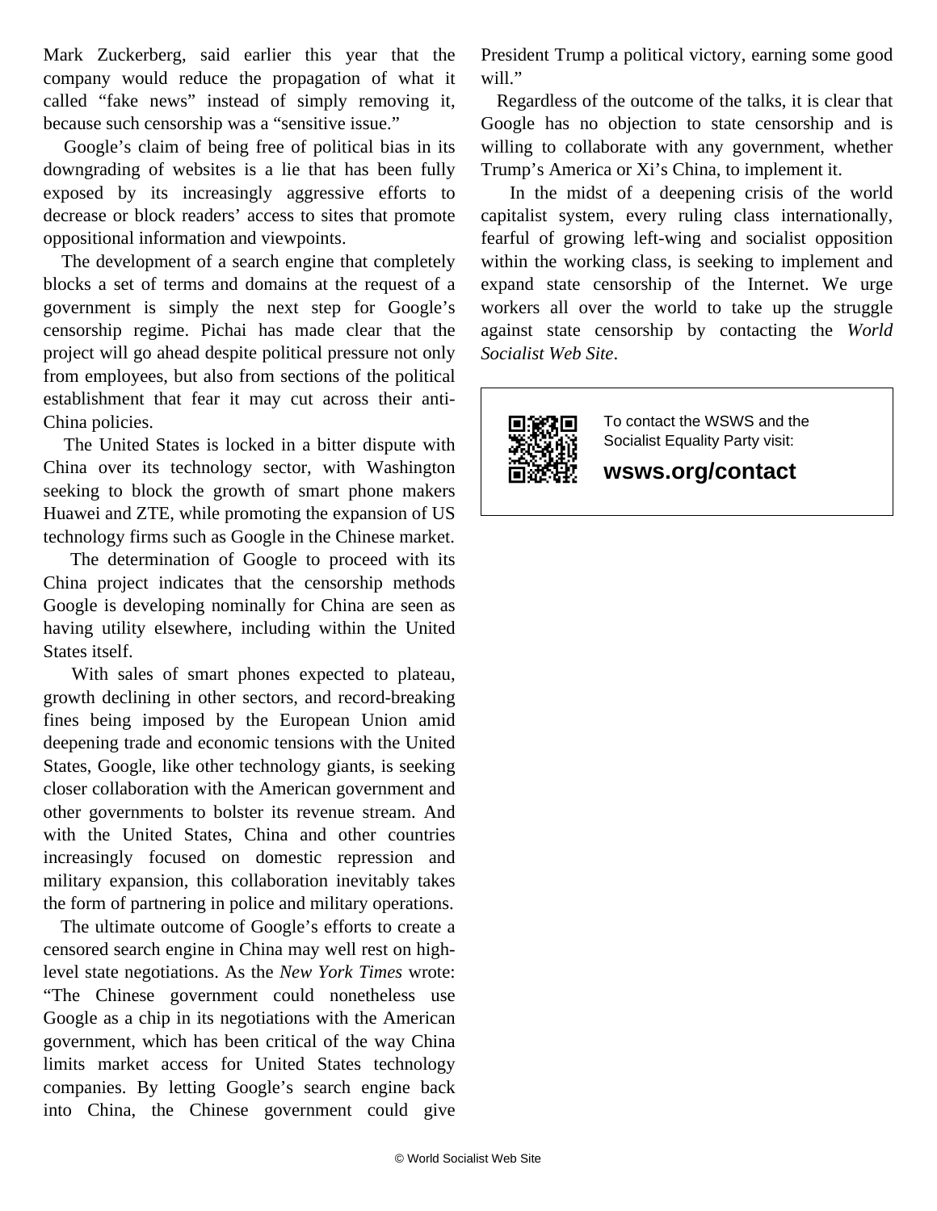Mark Zuckerberg, said earlier this year that the company would reduce the propagation of what it called “fake news” instead of simply removing it, because such censorship was a “sensitive issue.”

Google’s claim of being free of political bias in its downgrading of websites is a lie that has been fully exposed by its increasingly aggressive efforts to decrease or block readers’ access to sites that promote oppositional information and viewpoints.

The development of a search engine that completely blocks a set of terms and domains at the request of a government is simply the next step for Google’s censorship regime. Pichai has made clear that the project will go ahead despite political pressure not only from employees, but also from sections of the political establishment that fear it may cut across their anti-China policies.

The United States is locked in a bitter dispute with China over its technology sector, with Washington seeking to block the growth of smart phone makers Huawei and ZTE, while promoting the expansion of US technology firms such as Google in the Chinese market.

The determination of Google to proceed with its China project indicates that the censorship methods Google is developing nominally for China are seen as having utility elsewhere, including within the United States itself.

With sales of smart phones expected to plateau, growth declining in other sectors, and record-breaking fines being imposed by the European Union amid deepening trade and economic tensions with the United States, Google, like other technology giants, is seeking closer collaboration with the American government and other governments to bolster its revenue stream. And with the United States, China and other countries increasingly focused on domestic repression and military expansion, this collaboration inevitably takes the form of partnering in police and military operations.

The ultimate outcome of Google’s efforts to create a censored search engine in China may well rest on high-level state negotiations. As the *New York Times* wrote: “The Chinese government could nonetheless use Google as a chip in its negotiations with the American government, which has been critical of the way China limits market access for United States technology companies. By letting Google’s search engine back into China, the Chinese government could give President Trump a political victory, earning some good will.”

Regardless of the outcome of the talks, it is clear that Google has no objection to state censorship and is willing to collaborate with any government, whether Trump’s America or Xi’s China, to implement it.

In the midst of a deepening crisis of the world capitalist system, every ruling class internationally, fearful of growing left-wing and socialist opposition within the working class, is seeking to implement and expand state censorship of the Internet. We urge workers all over the world to take up the struggle against state censorship by contacting the *World Socialist Web Site*.

To contact the WSWS and the Socialist Equality Party visit:

**wsws.org/contact**